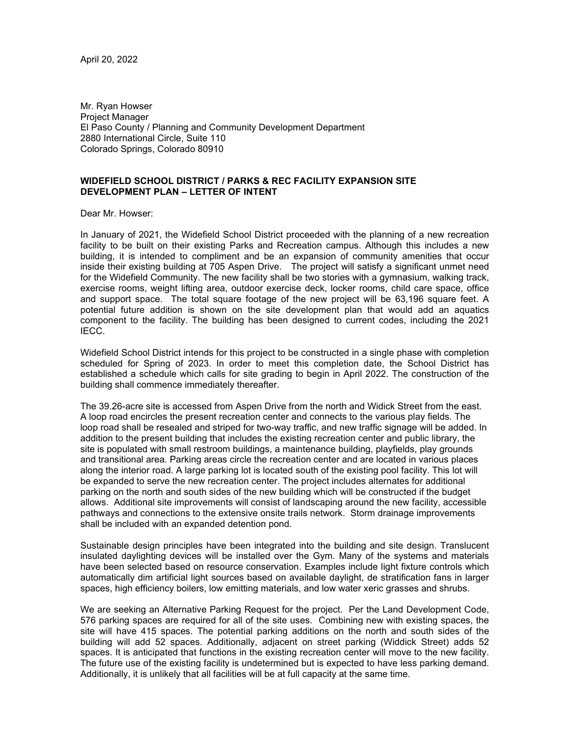April 20, 2022

Mr. Ryan Howser
Project Manager
El Paso County / Planning and Community Development Department
2880 International Circle, Suite 110
Colorado Springs, Colorado 80910

**WIDEFIELD SCHOOL DISTRICT / PARKS & REC FACILITY EXPANSION SITE DEVELOPMENT PLAN – LETTER OF INTENT**

Dear Mr. Howser:

In January of 2021, the Widefield School District proceeded with the planning of a new recreation facility to be built on their existing Parks and Recreation campus. Although this includes a new building, it is intended to compliment and be an expansion of community amenities that occur inside their existing building at 705 Aspen Drive. The project will satisfy a significant unmet need for the Widefield Community. The new facility shall be two stories with a gymnasium, walking track, exercise rooms, weight lifting area, outdoor exercise deck, locker rooms, child care space, office and support space. The total square footage of the new project will be 63,196 square feet. A potential future addition is shown on the site development plan that would add an aquatics component to the facility. The building has been designed to current codes, including the 2021 IECC.

Widefield School District intends for this project to be constructed in a single phase with completion scheduled for Spring of 2023. In order to meet this completion date, the School District has established a schedule which calls for site grading to begin in April 2022. The construction of the building shall commence immediately thereafter.

The 39.26-acre site is accessed from Aspen Drive from the north and Widick Street from the east. A loop road encircles the present recreation center and connects to the various play fields. The loop road shall be resealed and striped for two-way traffic, and new traffic signage will be added. In addition to the present building that includes the existing recreation center and public library, the site is populated with small restroom buildings, a maintenance building, playfields, play grounds and transitional area. Parking areas circle the recreation center and are located in various places along the interior road. A large parking lot is located south of the existing pool facility. This lot will be expanded to serve the new recreation center. The project includes alternates for additional parking on the north and south sides of the new building which will be constructed if the budget allows. Additional site improvements will consist of landscaping around the new facility, accessible pathways and connections to the extensive onsite trails network. Storm drainage improvements shall be included with an expanded detention pond.

Sustainable design principles have been integrated into the building and site design. Translucent insulated daylighting devices will be installed over the Gym. Many of the systems and materials have been selected based on resource conservation. Examples include light fixture controls which automatically dim artificial light sources based on available daylight, de stratification fans in larger spaces, high efficiency boilers, low emitting materials, and low water xeric grasses and shrubs.

We are seeking an Alternative Parking Request for the project. Per the Land Development Code, 576 parking spaces are required for all of the site uses. Combining new with existing spaces, the site will have 415 spaces. The potential parking additions on the north and south sides of the building will add 52 spaces. Additionally, adjacent on street parking (Widdick Street) adds 52 spaces. It is anticipated that functions in the existing recreation center will move to the new facility. The future use of the existing facility is undetermined but is expected to have less parking demand. Additionally, it is unlikely that all facilities will be at full capacity at the same time.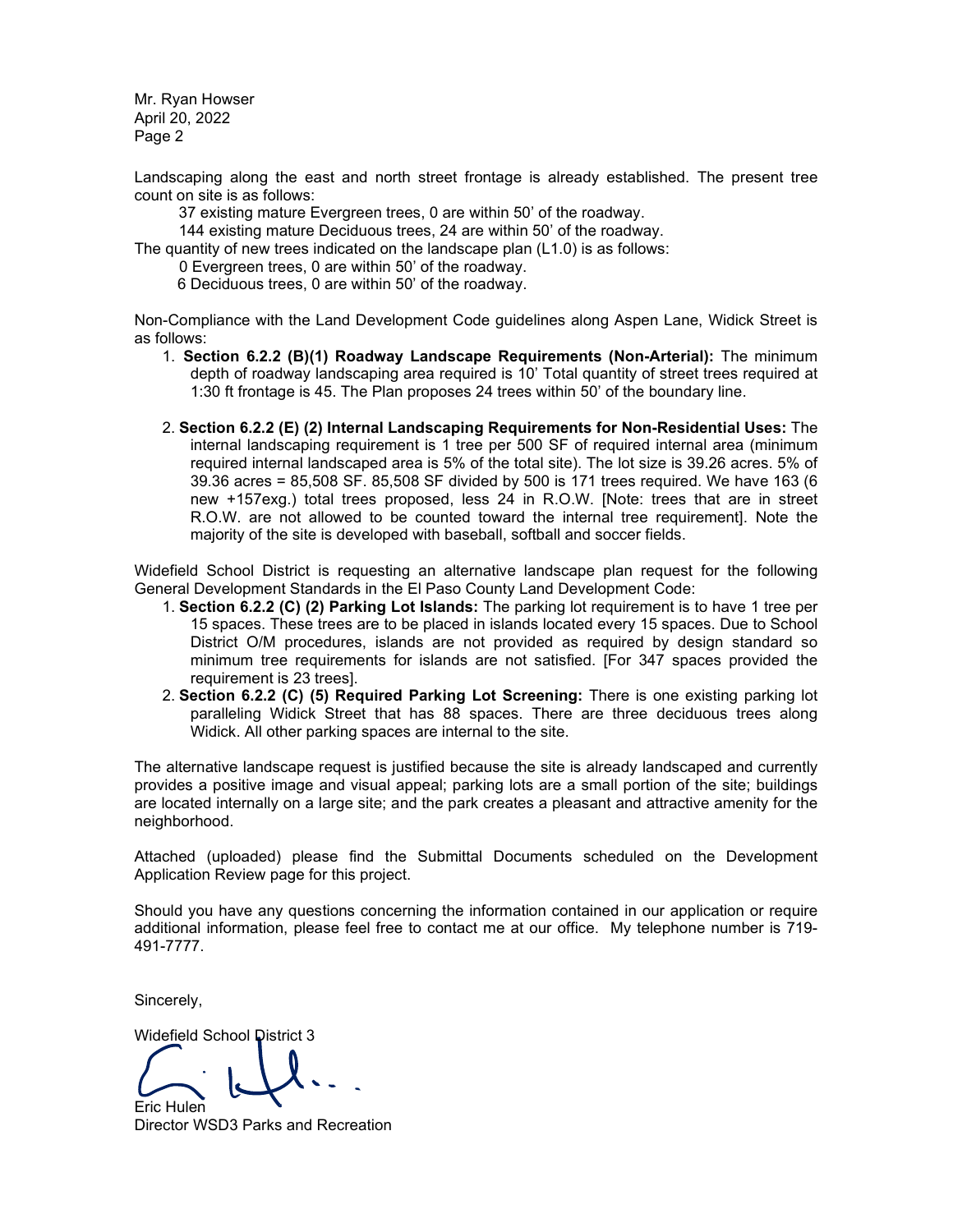Landscaping along the east and north street frontage is already established. The present tree count on site is as follows:

37 existing mature Evergreen trees, 0 are within 50' of the roadway.

144 existing mature Deciduous trees, 24 are within 50' of the roadway.

The quantity of new trees indicated on the landscape plan (L1.0) is as follows:

0 Evergreen trees, 0 are within 50' of the roadway.

6 Deciduous trees, 0 are within 50' of the roadway.

Non-Compliance with the Land Development Code guidelines along Aspen Lane, Widick Street is as follows:

1. **Section 6.2.2 (B)(1) Roadway Landscape Requirements (Non-Arterial):** The minimum depth of roadway landscaping area required is 10' Total quantity of street trees required at 1:30 ft frontage is 45. The Plan proposes 24 trees within 50' of the boundary line.

2. **Section 6.2.2 (E) (2) Internal Landscaping Requirements for Non-Residential Uses:** The internal landscaping requirement is 1 tree per 500 SF of required internal area (minimum required internal landscaped area is 5% of the total site). The lot size is 39.26 acres. 5% of 39.36 acres = 85,508 SF. 85,508 SF divided by 500 is 171 trees required. We have 163 (6 new +157exg.) total trees proposed, less 24 in R.O.W. [Note: trees that are in street R.O.W. are not allowed to be counted toward the internal tree requirement]. Note the majority of the site is developed with baseball, softball and soccer fields.

Widefield School District is requesting an alternative landscape plan request for the following General Development Standards in the El Paso County Land Development Code:

1. **Section 6.2.2 (C) (2) Parking Lot Islands:** The parking lot requirement is to have 1 tree per 15 spaces. These trees are to be placed in islands located every 15 spaces. Due to School District O/M procedures, islands are not provided as required by design standard so minimum tree requirements for islands are not satisfied. [For 347 spaces provided the requirement is 23 trees].
2. **Section 6.2.2 (C) (5) Required Parking Lot Screening:** There is one existing parking lot paralleling Widick Street that has 88 spaces. There are three deciduous trees along Widick. All other parking spaces are internal to the site.

The alternative landscape request is justified because the site is already landscaped and currently provides a positive image and visual appeal; parking lots are a small portion of the site; buildings are located internally on a large site; and the park creates a pleasant and attractive amenity for the neighborhood.

Attached (uploaded) please find the Submittal Documents scheduled on the Development Application Review page for this project.

Should you have any questions concerning the information contained in our application or require additional information, please feel free to contact me at our office. My telephone number is 719-491-7777.

Sincerely,

Widefield School District 3

Eric Hulen
Director WSD3 Parks and Recreation